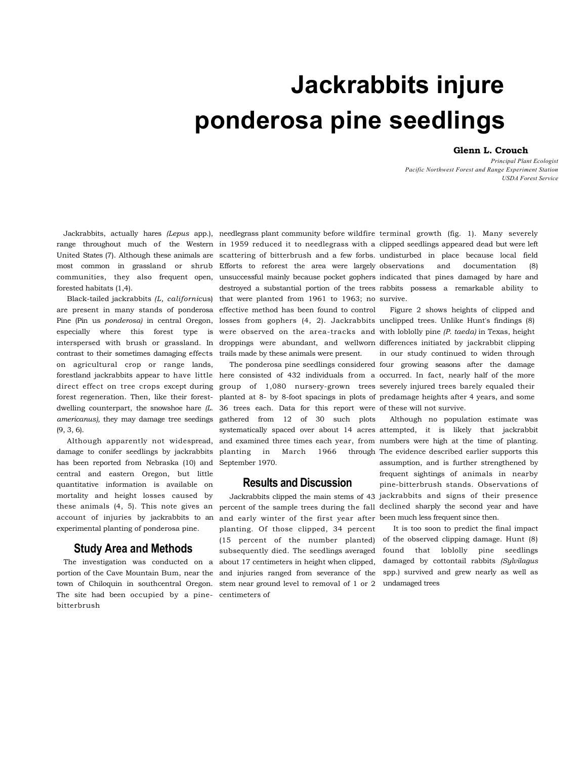# Jackrabbits injure ponderosa pine seedlings

**Glenn L. Crouch**

*Principal Plant Ecologist*
*Pacific Northwest Forest and Range Experiment Station*
*USDA Forest Service*

Jackrabbits, actually hares *(Lepus* app.), range throughout much of the Western United States (7). Although these animals are most common in grassland or shrub communities, they also frequent open, forested habitats (1,4).

Black-tailed jackrabbits *(L, californic*us) are present in many stands of ponderosa Pine (Pin us *ponderosa)* in central Oregon, especially where this forest type is interspersed with brush or grassland. In contrast to their sometimes damaging effects on agricultural crop or range lands, forestland jackrabbits appear to have little direct effect on tree crops except during forest regeneration. Then, like their forest-dwelling counterpart, the snowshoe hare *(L. americanus),* they may damage tree seedings (9, 3, 6).

Although apparently not widespread, damage to conifer seedlings by jackrabbits has been reported from Nebraska (10) and central and eastern Oregon, but little quantitative information is available on mortality and height losses caused by these animals (4, 5). This note gives an account of injuries by jackrabbits to an experimental planting of ponderosa pine.

## Study Area and Methods

The investigation was conducted on a portion of the Cave Mountain Bum, near the town of Chiloquin in southcentral Oregon. The site had been occupied by a pine-bitterbrush needlegrass plant community before wildfire in 1959 reduced it to needlegrass with a scattering of bitterbrush and a few forbs. Efforts to reforest the area were largely unsuccessful mainly because pocket gophers destroyed a substantial portion of the trees that were planted from 1961 to 1963; no effective method has been found to control losses from gophers (4, 2). Jackrabbits were observed on the area-tracks and droppings were abundant, and wellworn trails made by these animals were present.

The ponderosa pine seedlings considered here consisted of 432 individuals from a group of 1,080 nursery-grown trees planted at 8- by 8-foot spacings in plots of 36 trees each. Data for this report were gathered from 12 of 30 such plots systematically spaced over about 14 acres and examined three times each year, from planting in March 1966 through September 1970.

## Results and Discussion

Jackrabbits clipped the main stems of 43 percent of the sample trees during the fall and early winter of the first year after planting. Of those clipped, 34 percent (15 percent of the number planted) subsequently died. The seedlings averaged about 17 centimeters in height when clipped, and injuries ranged from severance of the stem near ground level to removal of 1 or 2 centimeters of terminal growth (fig. 1). Many severely clipped seedlings appeared dead but were left undisturbed in place because local field observations and documentation (8) indicated that pines damaged by hare and rabbits possess a remarkable ability to survive.

Figure 2 shows heights of clipped and unclipped trees. Unlike Hunt's findings (8) with loblolly pine *(P. taeda)* in Texas, height differences initiated by jackrabbit clipping in our study continued to widen through four growing seasons after the damage occurred. In fact, nearly half of the more severely injured trees barely equaled their predamage heights after 4 years, and some of these will not survive.

Although no population estimate was attempted, it is likely that jackrabbit numbers were high at the time of planting. The evidence described earlier supports this assumption, and is further strengthened by frequent sightings of animals in nearby pine-bitterbrush stands. Observations of jackrabbits and signs of their presence declined sharply the second year and have been much less frequent since then.

It is too soon to predict the final impact of the observed clipping damage. Hunt (8) found that loblolly pine seedlings damaged by cottontail rabbits *(Sylvilagus* spp.) survived and grew nearly as well as undamaged trees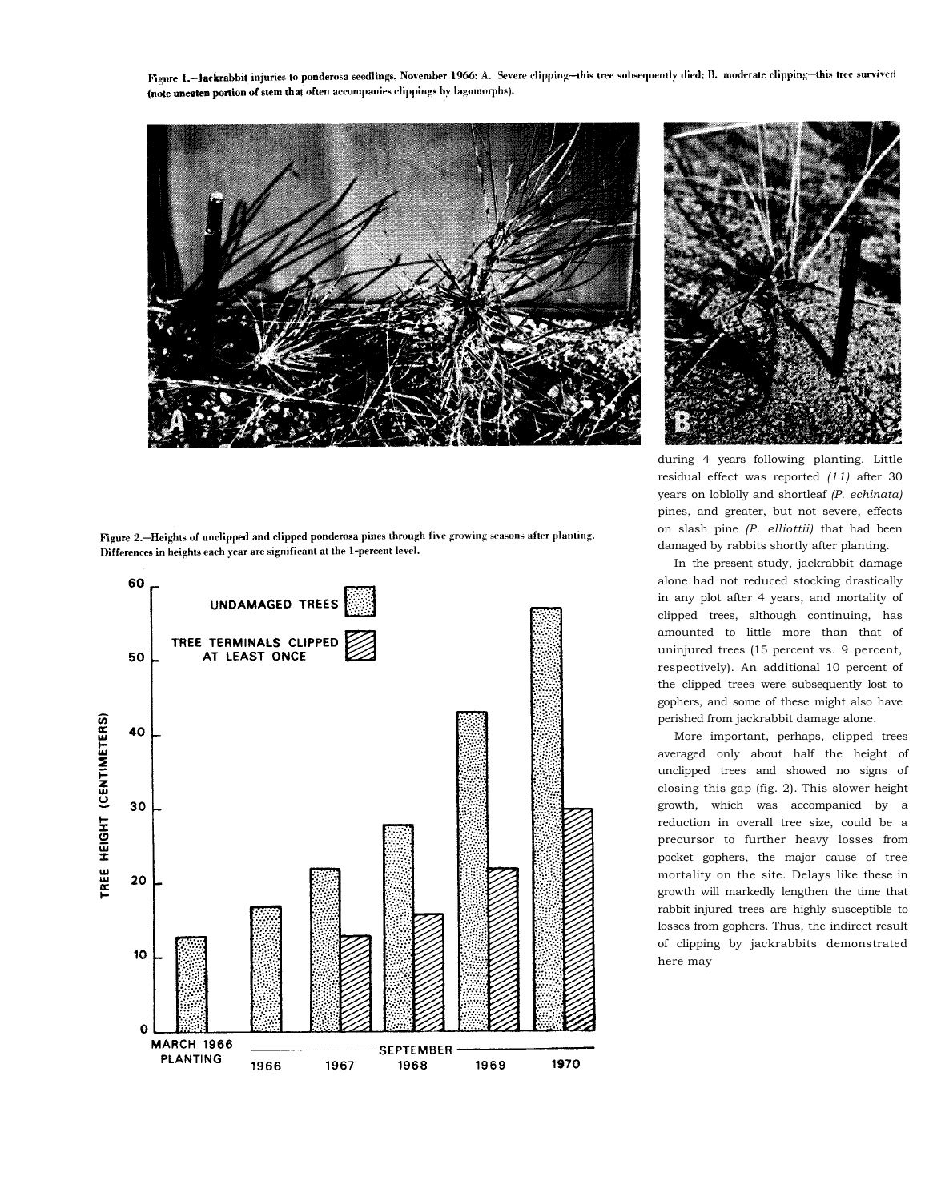Figure 1.—Jackrabbit injuries to ponderosa seedlings, November 1966: A. Severe clipping—this tree subsequently died; B. moderate clipping—this tree survived (note uneaten portion of stem that often accompanies clippings by lagomorphs).

Figure 2.—Heights of unclipped and clipped ponderosa pines through five growing seasons after planting. Differences in heights each year are significant at the 1-percent level.

during 4 years following planting. Little residual effect was reported *(11)* after 30 years on loblolly and shortleaf *(P. echinata)* pines, and greater, but not severe, effects on slash pine *(P. elliottii)* that had been damaged by rabbits shortly after planting.

In the present study, jackrabbit damage alone had not reduced stocking drastically in any plot after 4 years, and mortality of clipped trees, although continuing, has amounted to little more than that of uninjured trees (15 percent vs. 9 percent, respectively). An additional 10 percent of the clipped trees were subsequently lost to gophers, and some of these might also have perished from jackrabbit damage alone.

More important, perhaps, clipped trees averaged only about half the height of unclipped trees and showed no signs of closing this gap (fig. 2). This slower height growth, which was accompanied by a reduction in overall tree size, could be a precursor to further heavy losses from pocket gophers, the major cause of tree mortality on the site. Delays like these in growth will markedly lengthen the time that rabbit-injured trees are highly susceptible to losses from gophers. Thus, the indirect result of clipping by jackrabbits demonstrated here may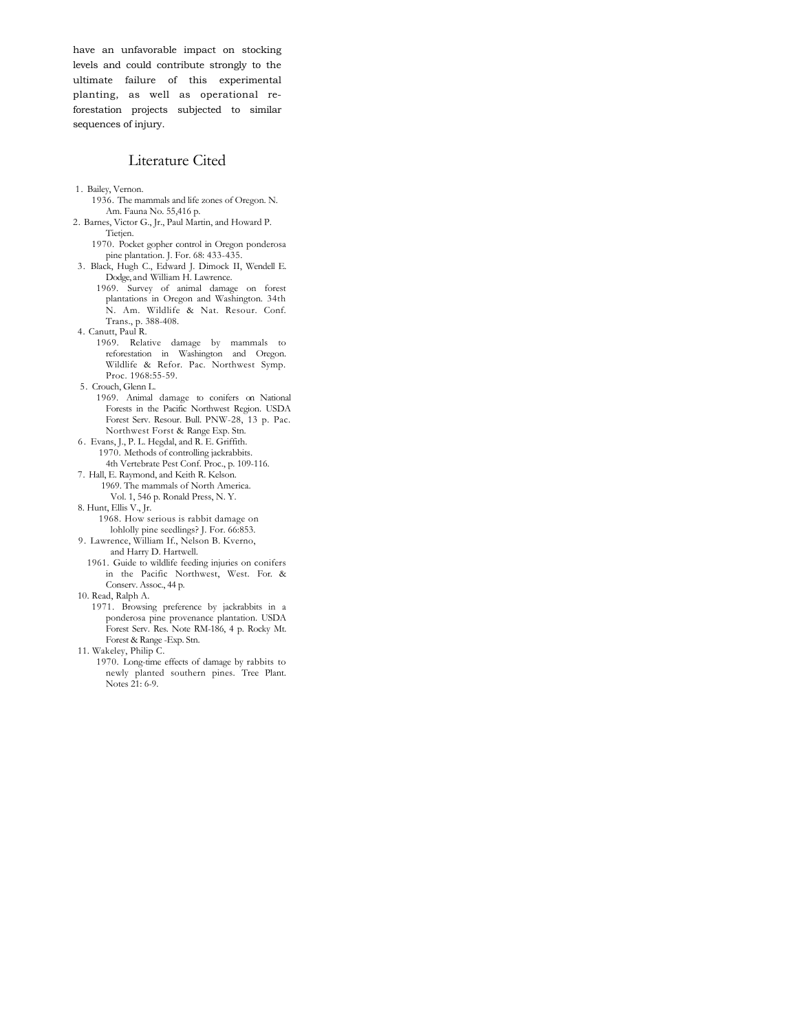have an unfavorable impact on stocking levels and could contribute strongly to the ultimate failure of this experimental planting, as well as operational reforestation projects subjected to similar sequences of injury.

## Literature Cited

1. Bailey, Vernon.
   1936. The mammals and life zones of Oregon. N. Am. Fauna No. 55,416 p.
2. Barnes, Victor G., Jr., Paul Martin, and Howard P. Tietjen.
   1970. Pocket gopher control in Oregon ponderosa pine plantation. J. For. 68: 433-435.
3. Black, Hugh C., Edward J. Dimock II, Wendell E. Dodge, and William H. Lawrence.
   1969. Survey of animal damage on forest plantations in Oregon and Washington. 34th N. Am. Wildlife & Nat. Resour. Conf. Trans., p. 388-408.
4. Canutt, Paul R.
   1969. Relative damage by mammals to reforestation in Washington and Oregon. Wildlife & Refor. Pac. Northwest Symp. Proc. 1968:55-59.
5. Crouch, Glenn L.
   1969. Animal damage to conifers on National Forests in the Pacific Northwest Region. USDA Forest Serv. Resour. Bull. PNW-28, 13 p. Pac. Northwest Forst & Range Exp. Stn.
6. Evans, J., P. L. Hegdal, and R. E. Griffith.
   1970. Methods of controlling jackrabbits. 4th Vertebrate Pest Conf. Proc., p. 109-116.
7. Hall, E. Raymond, and Keith R. Kelson.
   1969. The mammals of North America. Vol. 1, 546 p. Ronald Press, N. Y.
8. Hunt, Ellis V., Jr.
   1968. How serious is rabbit damage on lohlolly pine seedlings? J. For. 66:853.
9. Lawrence, William If., Nelson B. Kverno, and Harry D. Hartwell.
   1961. Guide to wildlife feeding injuries on conifers in the Pacific Northwest, West. For. & Conserv. Assoc., 44 p.
10. Read, Ralph A.
    1971. Browsing preference by jackrabbits in a ponderosa pine provenance plantation. USDA Forest Serv. Res. Note RM-186, 4 p. Rocky Mt. Forest & Range -Exp. Stn.
11. Wakeley, Philip C.
    1970. Long-time effects of damage by rabbits to newly planted southern pines. Tree Plant. Notes 21: 6-9.